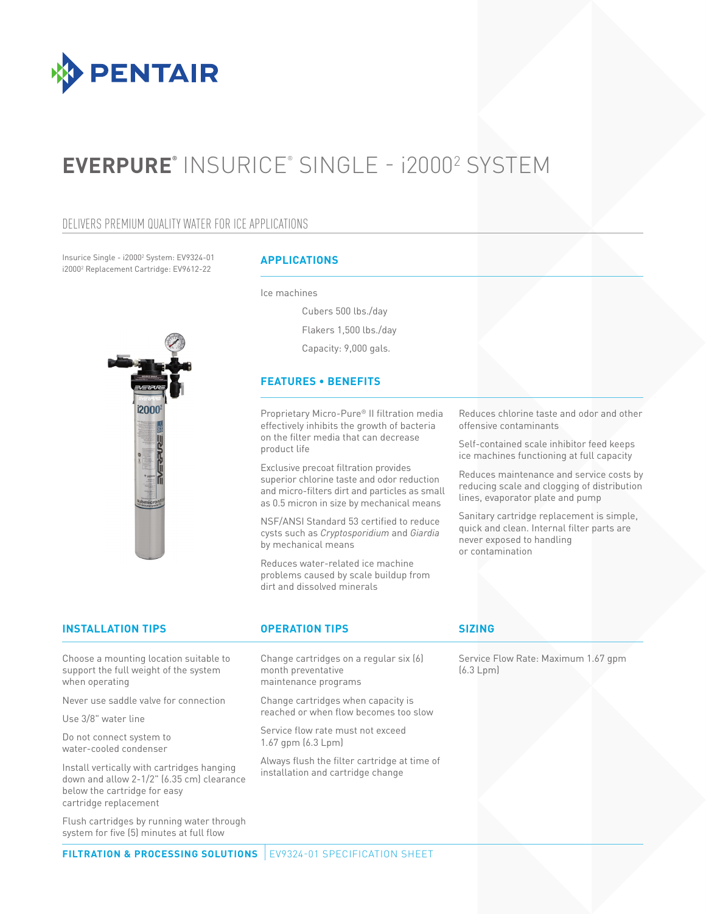PENTAIR

# EVERPURE® INSURICE® SINGLE - i2000² SYSTEM

## DELIVERS PREMIUM QUALITY WATER FOR ICE APPLICATIONS

Insurice Single - i2000² System: EV9324-01
i2000² Replacement Cartridge: EV9612-22

### APPLICATIONS

Ice machines

- Cubers 500 lbs./day
- Flakers 1,500 lbs./day
- Capacity: 9,000 gals.

### FEATURES • BENEFITS

Proprietary Micro-Pure® II filtration media effectively inhibits the growth of bacteria on the filter media that can decrease product life

Exclusive precoat filtration provides superior chlorine taste and odor reduction and micro-filters dirt and particles as small as 0.5 micron in size by mechanical means

NSF/ANSI Standard 53 certified to reduce cysts such as *Cryptosporidium* and *Giardia* by mechanical means

Reduces water-related ice machine problems caused by scale buildup from dirt and dissolved minerals

Reduces chlorine taste and odor and other offensive contaminants

Self-contained scale inhibitor feed keeps ice machines functioning at full capacity

Reduces maintenance and service costs by reducing scale and clogging of distribution lines, evaporator plate and pump

Sanitary cartridge replacement is simple, quick and clean. Internal filter parts are never exposed to handling or contamination

### INSTALLATION TIPS

Choose a mounting location suitable to support the full weight of the system when operating

Never use saddle valve for connection

Use 3/8" water line

Do not connect system to water-cooled condenser

Install vertically with cartridges hanging down and allow 2-1/2" (6.35 cm) clearance below the cartridge for easy cartridge replacement

Flush cartridges by running water through system for five (5) minutes at full flow

### OPERATION TIPS

Change cartridges on a regular six (6) month preventative maintenance programs

Change cartridges when capacity is reached or when flow becomes too slow

Service flow rate must not exceed 1.67 gpm (6.3 Lpm)

Always flush the filter cartridge at time of installation and cartridge change

### SIZING

Service Flow Rate: Maximum 1.67 gpm (6.3 Lpm)

**FILTRATION & PROCESSING SOLUTIONS** | EV9324-01 SPECIFICATION SHEET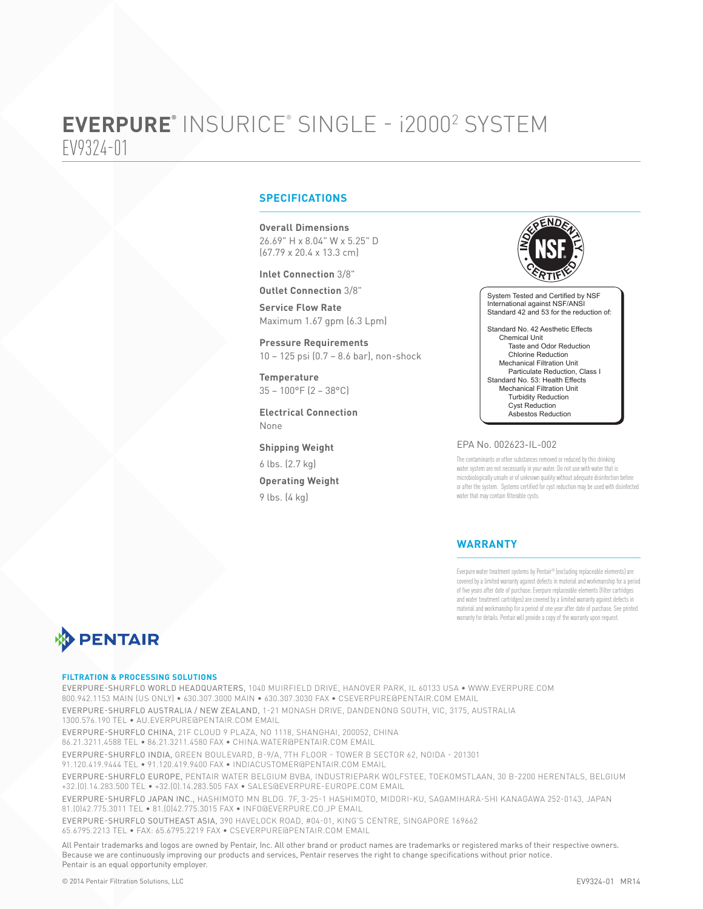# EVERPURE® INSURICE® SINGLE - i2000² SYSTEM

EV9324-01

## SPECIFICATIONS

**Overall Dimensions**
26.69" H x 8.04" W x 5.25" D
(67.79 x 20.4 x 13.3 cm)

**Inlet Connection** 3/8"

**Outlet Connection** 3/8"

**Service Flow Rate**
Maximum 1.67 gpm (6.3 Lpm)

**Pressure Requirements**
10 – 125 psi (0.7 – 8.6 bar), non-shock

**Temperature**
35 – 100°F (2 – 38°C)

**Electrical Connection**
None

**Shipping Weight**
6 lbs. (2.7 kg)

**Operating Weight**
9 lbs. (4 kg)

INDEPENDENTLY NSF CERTIFIED

System Tested and Certified by NSF International against NSF/ANSI Standard 42 and 53 for the reduction of:

Standard No. 42 Aesthetic Effects
- Chemical Unit
  - Taste and Odor Reduction
  - Chlorine Reduction
- Mechanical Filtration Unit
  - Particulate Reduction, Class I

Standard No. 53: Health Effects
- Mechanical Filtration Unit
  - Turbidity Reduction
  - Cyst Reduction
  - Asbestos Reduction

EPA No. 002623-IL-002

The contaminants or other substances removed or reduced by this drinking water system are not necessarily in your water. Do not use with water that is microbiologically unsafe or of unknown quality without adequate disinfection before or after the system. Systems certified for cyst reduction may be used with disinfected water that may contain filterable cysts.

## WARRANTY

Everpure water treatment systems by Pentair® (excluding replaceable elements) are covered by a limited warranty against defects in material and workmanship for a period of five years after date of purchase. Everpure replaceable elements (filter cartridges and water treatment cartridges) are covered by a limited warranty against defects in material and workmanship for a period of one year after date of purchase. See printed warranty for details. Pentair will provide a copy of the warranty upon request.

PENTAIR

**FILTRATION & PROCESSING SOLUTIONS**

EVERPURE-SHURFLO WORLD HEADQUARTERS, 1040 MUIRFIELD DRIVE, HANOVER PARK, IL 60133 USA • WWW.EVERPURE.COM
800.942.1153 MAIN (US ONLY) • 630.307.3000 MAIN • 630.307.3030 FAX • CSEVERPURE@PENTAIR.COM EMAIL

EVERPURE-SHURFLO AUSTRALIA / NEW ZEALAND, 1-21 MONASH DRIVE, DANDENONG SOUTH, VIC, 3175, AUSTRALIA
1300.576.190 TEL • AU.EVERPURE@PENTAIR.COM EMAIL

EVERPURE-SHURFLO CHINA, 21F CLOUD 9 PLAZA, NO 1118, SHANGHAI, 200052, CHINA
86.21.3211.4588 TEL • 86.21.3211.4580 FAX • CHINA.WATER@PENTAIR.COM EMAIL

EVERPURE-SHURFLO INDIA, GREEN BOULEVARD, B-9/A, 7TH FLOOR - TOWER B SECTOR 62, NOIDA - 201301
91.120.419.9444 TEL • 91.120.419.9400 FAX • INDIACUSTOMER@PENTAIR.COM EMAIL

EVERPURE-SHURFLO EUROPE, PENTAIR WATER BELGIUM BVBA, INDUSTRIEPARK WOLFSTEE, TOEKOMSTLAAN, 30 B-2200 HERENTALS, BELGIUM
+32.(0).14.283.500 TEL • +32.(0).14.283.505 FAX • SALES@EVERPURE-EUROPE.COM EMAIL

EVERPURE-SHURFLO JAPAN INC., HASHIMOTO MN BLDG. 7F, 3-25-1 HASHIMOTO, MIDORI-KU, SAGAMIHARA-SHI KANAGAWA 252-0143, JAPAN
81.(0)42.775.3011 TEL • 81.(0)42.775.3015 FAX • INFO@EVERPURE.CO.JP EMAIL

EVERPURE-SHURFLO SOUTHEAST ASIA, 390 HAVELOCK ROAD, #04-01, KING'S CENTRE, SINGAPORE 169662
65.6795.2213 TEL • FAX: 65.6795.2219 FAX • CSEVERPURE@PENTAIR.COM EMAIL

All Pentair trademarks and logos are owned by Pentair, Inc. All other brand or product names are trademarks or registered marks of their respective owners. Because we are continuously improving our products and services, Pentair reserves the right to change specifications without prior notice.
Pentair is an equal opportunity employer.

© 2014 Pentair Filtration Solutions, LLC

EV9324-01 MR14